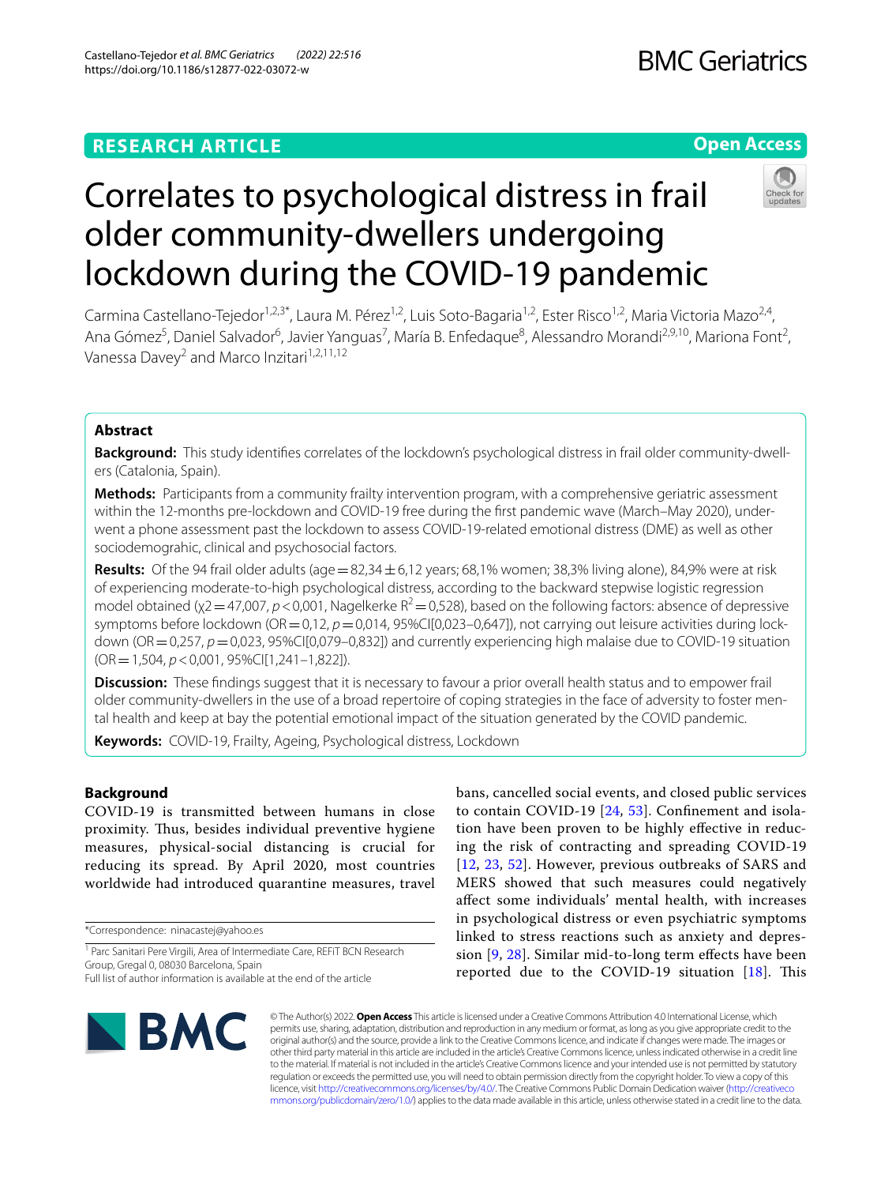# Correlates to psychological distress in frail older community-dwellers undergoing lockdown during the COVID-19 pandemic

Carmina Castellano-Tejedor[1,2,3*], Laura M. Pérez[1,2], Luis Soto-Bagaria[1,2], Ester Risco[1,2], Maria Victoria Mazo[2,4], Ana Gómez[5], Daniel Salvador[6], Javier Yanguas[7], María B. Enfedaque[8], Alessandro Morandi[2,9,10], Mariona Font[2], Vanessa Davey[2] and Marco Inzitari[1,2,11,12]

## Abstract

**Background:** This study identifies correlates of the lockdown's psychological distress in frail older community-dwellers (Catalonia, Spain).

**Methods:** Participants from a community frailty intervention program, with a comprehensive geriatric assessment within the 12-months pre-lockdown and COVID-19 free during the first pandemic wave (March–May 2020), underwent a phone assessment past the lockdown to assess COVID-19-related emotional distress (DME) as well as other sociodemograhic, clinical and psychosocial factors.

**Results:** Of the 94 frail older adults (age = 82,34 ± 6,12 years; 68,1% women; 38,3% living alone), 84,9% were at risk of experiencing moderate-to-high psychological distress, according to the backward stepwise logistic regression model obtained ($\chi2$ = 47,007, $p$ < 0,001, Nagelkerke $R^2$ = 0,528), based on the following factors: absence of depressive symptoms before lockdown (OR = 0,12, $p$ = 0,014, 95%CI[0,023–0,647]), not carrying out leisure activities during lockdown (OR = 0,257, $p$ = 0,023, 95%CI[0,079–0,832]) and currently experiencing high malaise due to COVID-19 situation (OR = 1,504, $p$ < 0,001, 95%CI[1,241–1,822]).

**Discussion:** These findings suggest that it is necessary to favour a prior overall health status and to empower frail older community-dwellers in the use of a broad repertoire of coping strategies in the face of adversity to foster mental health and keep at bay the potential emotional impact of the situation generated by the COVID pandemic.

**Keywords:** COVID-19, Frailty, Ageing, Psychological distress, Lockdown

## Background

COVID-19 is transmitted between humans in close proximity. Thus, besides individual preventive hygiene measures, physical-social distancing is crucial for reducing its spread. By April 2020, most countries worldwide had introduced quarantine measures, travel bans, cancelled social events, and closed public services to contain COVID-19 [24, 53]. Confinement and isolation have been proven to be highly effective in reducing the risk of contracting and spreading COVID-19 [12, 23, 52]. However, previous outbreaks of SARS and MERS showed that such measures could negatively affect some individuals' mental health, with increases in psychological distress or even psychiatric symptoms linked to stress reactions such as anxiety and depression [9, 28]. Similar mid-to-long term effects have been reported due to the COVID-19 situation [18]. This

*Correspondence: ninacastej@yahoo.es

[1] Parc Sanitari Pere Virgili, Area of Intermediate Care, REFiT BCN Research Group, Gregal 0, 08030 Barcelona, Spain

Full list of author information is available at the end of the article

© The Author(s) 2022. **Open Access** This article is licensed under a Creative Commons Attribution 4.0 International License, which permits use, sharing, adaptation, distribution and reproduction in any medium or format, as long as you give appropriate credit to the original author(s) and the source, provide a link to the Creative Commons licence, and indicate if changes were made. The images or other third party material in this article are included in the article's Creative Commons licence, unless indicated otherwise in a credit line to the material. If material is not included in the article's Creative Commons licence and your intended use is not permitted by statutory regulation or exceeds the permitted use, you will need to obtain permission directly from the copyright holder. To view a copy of this licence, visit http://creativecommons.org/licenses/by/4.0/. The Creative Commons Public Domain Dedication waiver (http://creativecommons.org/publicdomain/zero/1.0/) applies to the data made available in this article, unless otherwise stated in a credit line to the data.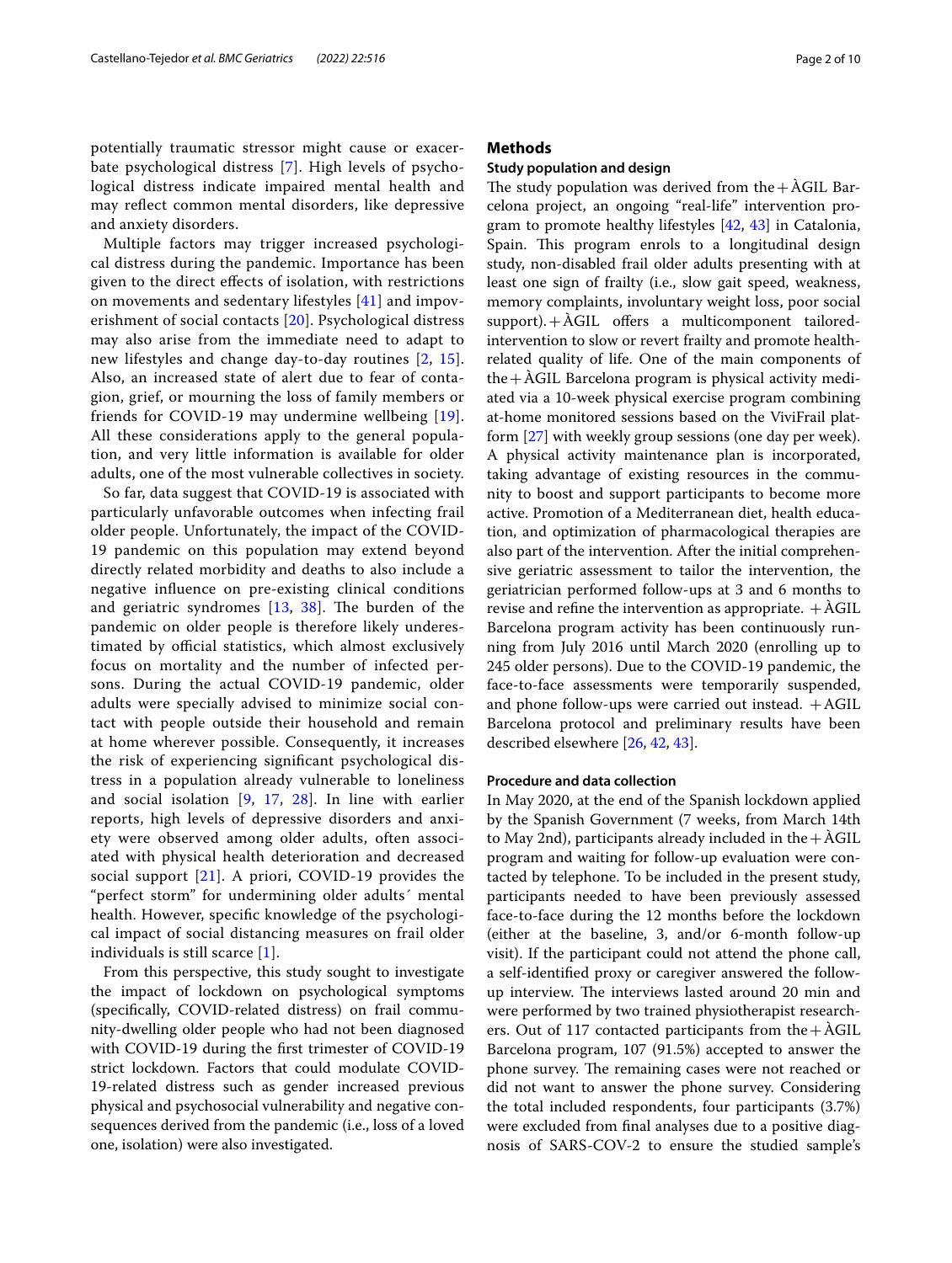potentially traumatic stressor might cause or exacerbate psychological distress [7]. High levels of psychological distress indicate impaired mental health and may reflect common mental disorders, like depressive and anxiety disorders.

Multiple factors may trigger increased psychological distress during the pandemic. Importance has been given to the direct effects of isolation, with restrictions on movements and sedentary lifestyles [41] and impoverishment of social contacts [20]. Psychological distress may also arise from the immediate need to adapt to new lifestyles and change day-to-day routines [2, 15]. Also, an increased state of alert due to fear of contagion, grief, or mourning the loss of family members or friends for COVID-19 may undermine wellbeing [19]. All these considerations apply to the general population, and very little information is available for older adults, one of the most vulnerable collectives in society.

So far, data suggest that COVID-19 is associated with particularly unfavorable outcomes when infecting frail older people. Unfortunately, the impact of the COVID-19 pandemic on this population may extend beyond directly related morbidity and deaths to also include a negative influence on pre-existing clinical conditions and geriatric syndromes [13, 38]. The burden of the pandemic on older people is therefore likely underestimated by official statistics, which almost exclusively focus on mortality and the number of infected persons. During the actual COVID-19 pandemic, older adults were specially advised to minimize social contact with people outside their household and remain at home wherever possible. Consequently, it increases the risk of experiencing significant psychological distress in a population already vulnerable to loneliness and social isolation [9, 17, 28]. In line with earlier reports, high levels of depressive disorders and anxiety were observed among older adults, often associated with physical health deterioration and decreased social support [21]. A priori, COVID-19 provides the "perfect storm" for undermining older adults´ mental health. However, specific knowledge of the psychological impact of social distancing measures on frail older individuals is still scarce [1].

From this perspective, this study sought to investigate the impact of lockdown on psychological symptoms (specifically, COVID-related distress) on frail community-dwelling older people who had not been diagnosed with COVID-19 during the first trimester of COVID-19 strict lockdown. Factors that could modulate COVID-19-related distress such as gender increased previous physical and psychosocial vulnerability and negative consequences derived from the pandemic (i.e., loss of a loved one, isolation) were also investigated.

## Methods

### Study population and design

The study population was derived from the + ÀGIL Barcelona project, an ongoing "real-life" intervention program to promote healthy lifestyles [42, 43] in Catalonia, Spain. This program enrols to a longitudinal design study, non-disabled frail older adults presenting with at least one sign of frailty (i.e., slow gait speed, weakness, memory complaints, involuntary weight loss, poor social support). + ÀGIL offers a multicomponent tailored-intervention to slow or revert frailty and promote health-related quality of life. One of the main components of the + ÀGIL Barcelona program is physical activity mediated via a 10-week physical exercise program combining at-home monitored sessions based on the ViviFrail platform [27] with weekly group sessions (one day per week). A physical activity maintenance plan is incorporated, taking advantage of existing resources in the community to boost and support participants to become more active. Promotion of a Mediterranean diet, health education, and optimization of pharmacological therapies are also part of the intervention. After the initial comprehensive geriatric assessment to tailor the intervention, the geriatrician performed follow-ups at 3 and 6 months to revise and refine the intervention as appropriate. + ÀGIL Barcelona program activity has been continuously running from July 2016 until March 2020 (enrolling up to 245 older persons). Due to the COVID-19 pandemic, the face-to-face assessments were temporarily suspended, and phone follow-ups were carried out instead. + AGIL Barcelona protocol and preliminary results have been described elsewhere [26, 42, 43].

### Procedure and data collection

In May 2020, at the end of the Spanish lockdown applied by the Spanish Government (7 weeks, from March 14th to May 2nd), participants already included in the + ÀGIL program and waiting for follow-up evaluation were contacted by telephone. To be included in the present study, participants needed to have been previously assessed face-to-face during the 12 months before the lockdown (either at the baseline, 3, and/or 6-month follow-up visit). If the participant could not attend the phone call, a self-identified proxy or caregiver answered the follow-up interview. The interviews lasted around 20 min and were performed by two trained physiotherapist researchers. Out of 117 contacted participants from the + ÀGIL Barcelona program, 107 (91.5%) accepted to answer the phone survey. The remaining cases were not reached or did not want to answer the phone survey. Considering the total included respondents, four participants (3.7%) were excluded from final analyses due to a positive diagnosis of SARS-COV-2 to ensure the studied sample's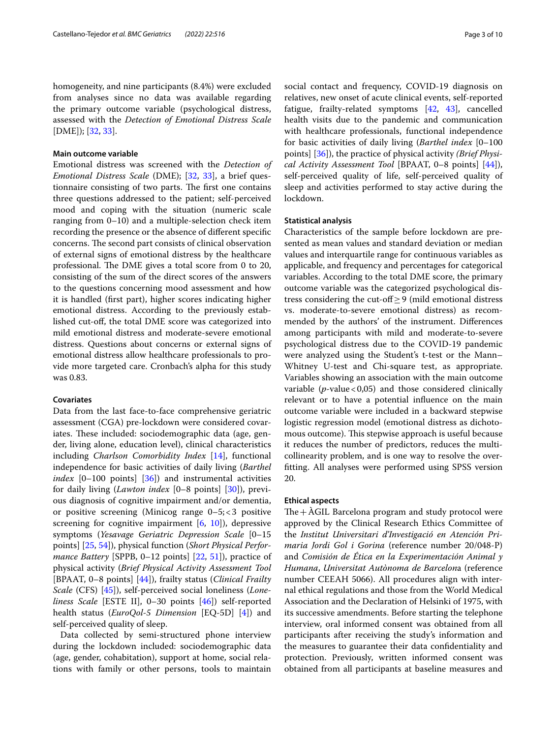homogeneity, and nine participants (8.4%) were excluded from analyses since no data was available regarding the primary outcome variable (psychological distress, assessed with the *Detection of Emotional Distress Scale* [DME]); [32, 33].

### Main outcome variable

Emotional distress was screened with the *Detection of Emotional Distress Scale* (DME); [32, 33], a brief questionnaire consisting of two parts. The first one contains three questions addressed to the patient; self-perceived mood and coping with the situation (numeric scale ranging from 0–10) and a multiple-selection check item recording the presence or the absence of different specific concerns. The second part consists of clinical observation of external signs of emotional distress by the healthcare professional. The DME gives a total score from 0 to 20, consisting of the sum of the direct scores of the answers to the questions concerning mood assessment and how it is handled (first part), higher scores indicating higher emotional distress. According to the previously established cut-off, the total DME score was categorized into mild emotional distress and moderate-severe emotional distress. Questions about concerns or external signs of emotional distress allow healthcare professionals to provide more targeted care. Cronbach's alpha for this study was 0.83.

### Covariates

Data from the last face-to-face comprehensive geriatric assessment (CGA) pre-lockdown were considered covariates. These included: sociodemographic data (age, gender, living alone, education level), clinical characteristics including *Charlson Comorbidity Index* [14], functional independence for basic activities of daily living (*Barthel index* [0–100 points] [36]) and instrumental activities for daily living (*Lawton index* [0–8 points] [30]), previous diagnosis of cognitive impairment and/or dementia, or positive screening (Minicog range 0–5; < 3 positive screening for cognitive impairment [6, 10]), depressive symptoms (*Yesavage Geriatric Depression Scale* [0–15 points] [25, 54]), physical function (*Short Physical Performance Battery* [SPPB, 0–12 points] [22, 51]), practice of physical activity (*Brief Physical Activity Assessment Tool* [BPAAT, 0–8 points] [44]), frailty status (*Clinical Frailty Scale* (CFS) [45]), self-perceived social loneliness (*Loneliness Scale* [ESTE II], 0–30 points [46]) self-reported health status (*EuroQol-5 Dimension* [EQ-5D] [4]) and self-perceived quality of sleep.

Data collected by semi-structured phone interview during the lockdown included: sociodemographic data (age, gender, cohabitation), support at home, social relations with family or other persons, tools to maintain social contact and frequency, COVID-19 diagnosis on relatives, new onset of acute clinical events, self-reported fatigue, frailty-related symptoms [42, 43], cancelled health visits due to the pandemic and communication with healthcare professionals, functional independence for basic activities of daily living (*Barthel index* [0–100 points] [36]), the practice of physical activity *(Brief Physical Activity Assessment Tool* [BPAAT, 0–8 points] [44]), self-perceived quality of life, self-perceived quality of sleep and activities performed to stay active during the lockdown.

### Statistical analysis

Characteristics of the sample before lockdown are presented as mean values and standard deviation or median values and interquartile range for continuous variables as applicable, and frequency and percentages for categorical variables. According to the total DME score, the primary outcome variable was the categorized psychological distress considering the cut-off $\geq 9$ (mild emotional distress vs. moderate-to-severe emotional distress) as recommended by the authors' of the instrument. Differences among participants with mild and moderate-to-severe psychological distress due to the COVID-19 pandemic were analyzed using the Student's t-test or the Mann–Whitney U-test and Chi-square test, as appropriate. Variables showing an association with the main outcome variable ($p$-value < 0,05) and those considered clinically relevant or to have a potential influence on the main outcome variable were included in a backward stepwise logistic regression model (emotional distress as dichotomous outcome). This stepwise approach is useful because it reduces the number of predictors, reduces the multicollinearity problem, and is one way to resolve the overfitting. All analyses were performed using SPSS version 20.

### Ethical aspects

The + ÀGIL Barcelona program and study protocol were approved by the Clinical Research Ethics Committee of the *Institut Universitari d'Investigació en Atención Primaria Jordi Gol i Gorina* (reference number 20/048-P) and *Comisión de Ética en la Experimentación Animal y Humana*, *Universitat Autònoma de Barcelon*a (reference number CEEAH 5066). All procedures align with internal ethical regulations and those from the World Medical Association and the Declaration of Helsinki of 1975, with its successive amendments. Before starting the telephone interview, oral informed consent was obtained from all participants after receiving the study's information and the measures to guarantee their data confidentiality and protection. Previously, written informed consent was obtained from all participants at baseline measures and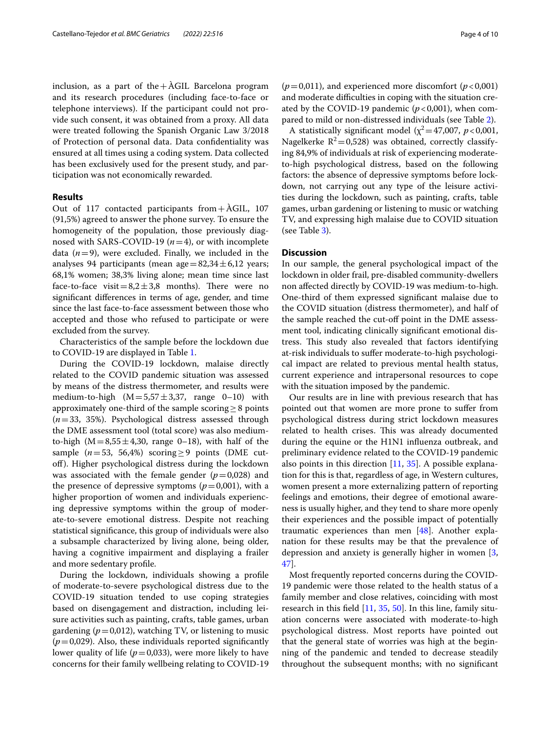inclusion, as a part of the +ÀGIL Barcelona program and its research procedures (including face-to-face or telephone interviews). If the participant could not provide such consent, it was obtained from a proxy. All data were treated following the Spanish Organic Law 3/2018 of Protection of personal data. Data confidentiality was ensured at all times using a coding system. Data collected has been exclusively used for the present study, and participation was not economically rewarded.

## Results

Out of 117 contacted participants from +ÀGIL, 107 (91,5%) agreed to answer the phone survey. To ensure the homogeneity of the population, those previously diagnosed with SARS-COVID-19 ($n=4$), or with incomplete data ($n=9$), were excluded. Finally, we included in the analyses 94 participants (mean age $=82,34\pm6,12$ years; 68,1% women; 38,3% living alone; mean time since last face-to-face visit $=8,2\pm3,8$ months). There were no significant differences in terms of age, gender, and time since the last face-to-face assessment between those who accepted and those who refused to participate or were excluded from the survey.

Characteristics of the sample before the lockdown due to COVID-19 are displayed in Table 1.

During the COVID-19 lockdown, malaise directly related to the COVID pandemic situation was assessed by means of the distress thermometer, and results were medium-to-high ($M=5,57\pm3,37$, range 0–10) with approximately one-third of the sample scoring $\geq 8$ points ($n=33$, 35%). Psychological distress assessed through the DME assessment tool (total score) was also medium-to-high ($M=8,55\pm4,30$, range 0–18), with half of the sample ($n=53$, 56,4%) scoring $\geq 9$ points (DME cut-off). Higher psychological distress during the lockdown was associated with the female gender ($p=0{,}028$) and the presence of depressive symptoms ($p=0{,}001$), with a higher proportion of women and individuals experiencing depressive symptoms within the group of moderate-to-severe emotional distress. Despite not reaching statistical significance, this group of individuals were also a subsample characterized by living alone, being older, having a cognitive impairment and displaying a frailer and more sedentary profile.

During the lockdown, individuals showing a profile of moderate-to-severe psychological distress due to the COVID-19 situation tended to use coping strategies based on disengagement and distraction, including leisure activities such as painting, crafts, table games, urban gardening ($p=0{,}012$), watching TV, or listening to music ($p=0{,}029$). Also, these individuals reported significantly lower quality of life ($p=0{,}033$), were more likely to have concerns for their family wellbeing relating to COVID-19 ($p=0{,}011$), and experienced more discomfort ($p<0{,}001$) and moderate difficulties in coping with the situation created by the COVID-19 pandemic ($p<0{,}001$), when compared to mild or non-distressed individuals (see Table 2).

A statistically significant model ($\chi^2=47{,}007$, $p<0{,}001$, Nagelkerke $R^2=0{,}528$) was obtained, correctly classifying 84,9% of individuals at risk of experiencing moderate-to-high psychological distress, based on the following factors: the absence of depressive symptoms before lockdown, not carrying out any type of the leisure activities during the lockdown, such as painting, crafts, table games, urban gardening or listening to music or watching TV, and expressing high malaise due to COVID situation (see Table 3).

## Discussion

In our sample, the general psychological impact of the lockdown in older frail, pre-disabled community-dwellers non affected directly by COVID-19 was medium-to-high. One-third of them expressed significant malaise due to the COVID situation (distress thermometer), and half of the sample reached the cut-off point in the DME assessment tool, indicating clinically significant emotional distress. This study also revealed that factors identifying at-risk individuals to suffer moderate-to-high psychological impact are related to previous mental health status, current experience and intrapersonal resources to cope with the situation imposed by the pandemic.

Our results are in line with previous research that has pointed out that women are more prone to suffer from psychological distress during strict lockdown measures related to health crises. This was already documented during the equine or the H1N1 influenza outbreak, and preliminary evidence related to the COVID-19 pandemic also points in this direction [11, 35]. A possible explanation for this is that, regardless of age, in Western cultures, women present a more externalizing pattern of reporting feelings and emotions, their degree of emotional awareness is usually higher, and they tend to share more openly their experiences and the possible impact of potentially traumatic experiences than men [48]. Another explanation for these results may be that the prevalence of depression and anxiety is generally higher in women [3, 47].

Most frequently reported concerns during the COVID-19 pandemic were those related to the health status of a family member and close relatives, coinciding with most research in this field [11, 35, 50]. In this line, family situation concerns were associated with moderate-to-high psychological distress. Most reports have pointed out that the general state of worries was high at the beginning of the pandemic and tended to decrease steadily throughout the subsequent months; with no significant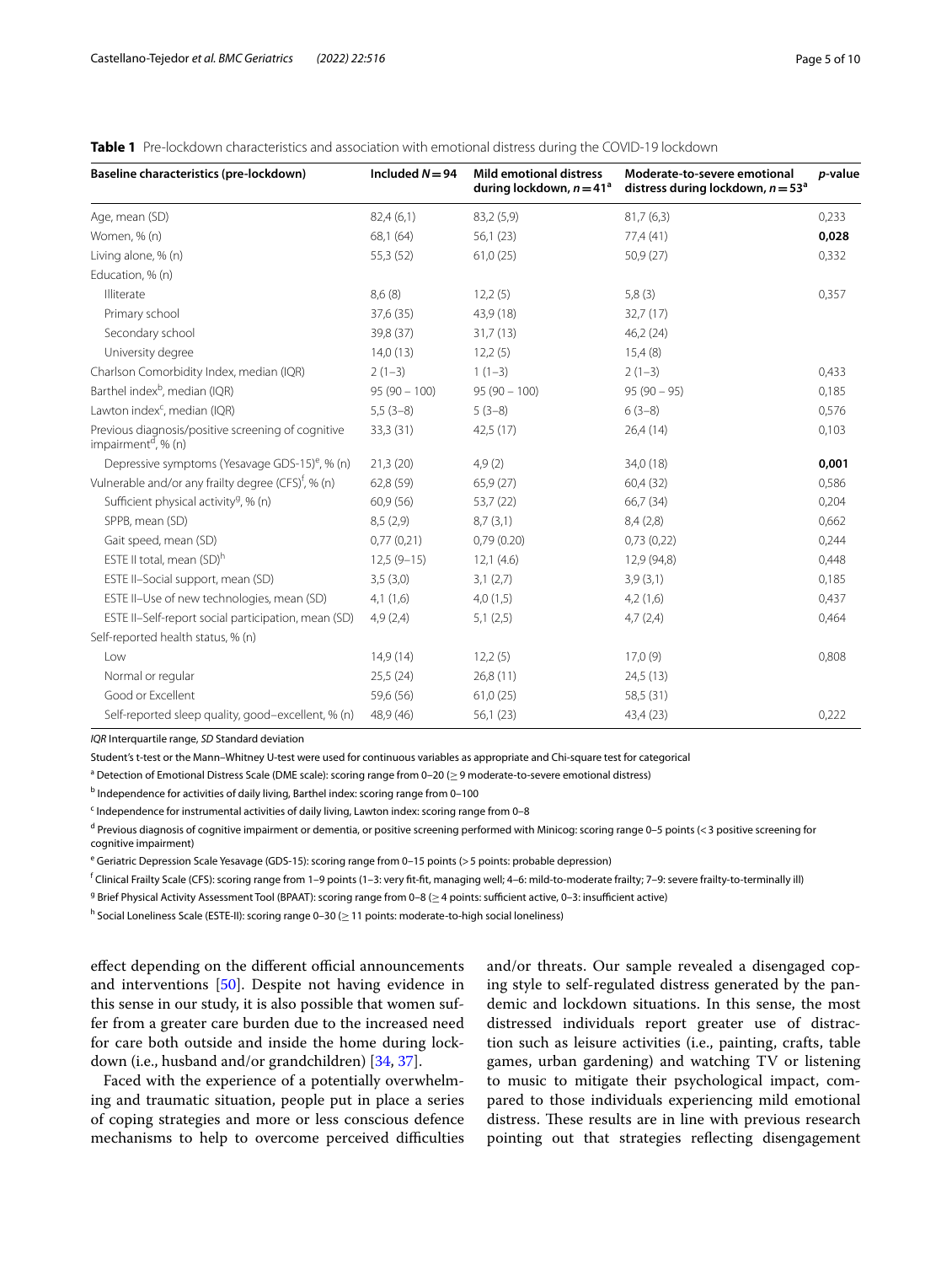**Table 1** Pre-lockdown characteristics and association with emotional distress during the COVID-19 lockdown

| Baseline characteristics (pre-lockdown) | Included $N = 94$ | Mild emotional distress during lockdown, $n = 41$[a] | Moderate-to-severe emotional distress during lockdown, $n = 53$[a] | *p*-value |
|---|---|---|---|---|
| Age, mean (SD) | 82,4 (6,1) | 83,2 (5,9) | 81,7 (6,3) | 0,233 |
| Women, % (n) | 68,1 (64) | 56,1 (23) | 77,4 (41) | **0,028** |
| Living alone, % (n) | 55,3 (52) | 61,0 (25) | 50,9 (27) | 0,332 |
| Education, % (n) | | | | |
| Illiterate | 8,6 (8) | 12,2 (5) | 5,8 (3) | 0,357 |
| Primary school | 37,6 (35) | 43,9 (18) | 32,7 (17) | |
| Secondary school | 39,8 (37) | 31,7 (13) | 46,2 (24) | |
| University degree | 14,0 (13) | 12,2 (5) | 15,4 (8) | |
| Charlson Comorbidity Index, median (IQR) | 2 (1–3) | 1 (1–3) | 2 (1–3) | 0,433 |
| Barthel index[b], median (IQR) | 95 (90 – 100) | 95 (90 – 100) | 95 (90 – 95) | 0,185 |
| Lawton index[c], median (IQR) | 5,5 (3–8) | 5 (3–8) | 6 (3–8) | 0,576 |
| Previous diagnosis/positive screening of cognitive impairment[d], % (n) | 33,3 (31) | 42,5 (17) | 26,4 (14) | 0,103 |
| Depressive symptoms (Yesavage GDS-15)[e], % (n) | 21,3 (20) | 4,9 (2) | 34,0 (18) | **0,001** |
| Vulnerable and/or any frailty degree (CFS)[f], % (n) | 62,8 (59) | 65,9 (27) | 60,4 (32) | 0,586 |
| Sufficient physical activity[g], % (n) | 60,9 (56) | 53,7 (22) | 66,7 (34) | 0,204 |
| SPPB, mean (SD) | 8,5 (2,9) | 8,7 (3,1) | 8,4 (2,8) | 0,662 |
| Gait speed, mean (SD) | 0,77 (0,21) | 0,79 (0.20) | 0,73 (0,22) | 0,244 |
| ESTE II total, mean (SD)[h] | 12,5 (9–15) | 12,1 (4.6) | 12,9 (94,8) | 0,448 |
| ESTE II–Social support, mean (SD) | 3,5 (3,0) | 3,1 (2,7) | 3,9 (3,1) | 0,185 |
| ESTE II–Use of new technologies, mean (SD) | 4,1 (1,6) | 4,0 (1,5) | 4,2 (1,6) | 0,437 |
| ESTE II–Self-report social participation, mean (SD) | 4,9 (2,4) | 5,1 (2,5) | 4,7 (2,4) | 0,464 |
| Self-reported health status, % (n) | | | | |
| Low | 14,9 (14) | 12,2 (5) | 17,0 (9) | 0,808 |
| Normal or regular | 25,5 (24) | 26,8 (11) | 24,5 (13) | |
| Good or Excellent | 59,6 (56) | 61,0 (25) | 58,5 (31) | |
| Self-reported sleep quality, good–excellent, % (n) | 48,9 (46) | 56,1 (23) | 43,4 (23) | 0,222 |

*IQR* Interquartile range, *SD* Standard deviation

Student's t-test or the Mann–Whitney U-test were used for continuous variables as appropriate and Chi-square test for categorical

[a] Detection of Emotional Distress Scale (DME scale): scoring range from 0–20 (≥ 9 moderate-to-severe emotional distress)

[b] Independence for activities of daily living, Barthel index: scoring range from 0–100

[c] Independence for instrumental activities of daily living, Lawton index: scoring range from 0–8

[d] Previous diagnosis of cognitive impairment or dementia, or positive screening performed with Minicog: scoring range 0–5 points (< 3 positive screening for cognitive impairment)

[e] Geriatric Depression Scale Yesavage (GDS-15): scoring range from 0–15 points (> 5 points: probable depression)

[f] Clinical Frailty Scale (CFS): scoring range from 1–9 points (1–3: very fit-fit, managing well; 4–6: mild-to-moderate frailty; 7–9: severe frailty-to-terminally ill)

[g] Brief Physical Activity Assessment Tool (BPAAT): scoring range from 0–8 (≥ 4 points: sufficient active, 0–3: insufficient active)

[h] Social Loneliness Scale (ESTE-II): scoring range 0–30 (≥ 11 points: moderate-to-high social loneliness)

effect depending on the different official announcements and interventions [50]. Despite not having evidence in this sense in our study, it is also possible that women suffer from a greater care burden due to the increased need for care both outside and inside the home during lockdown (i.e., husband and/or grandchildren) [34, 37].

Faced with the experience of a potentially overwhelming and traumatic situation, people put in place a series of coping strategies and more or less conscious defence mechanisms to help to overcome perceived difficulties and/or threats. Our sample revealed a disengaged coping style to self-regulated distress generated by the pandemic and lockdown situations. In this sense, the most distressed individuals report greater use of distraction such as leisure activities (i.e., painting, crafts, table games, urban gardening) and watching TV or listening to music to mitigate their psychological impact, compared to those individuals experiencing mild emotional distress. These results are in line with previous research pointing out that strategies reflecting disengagement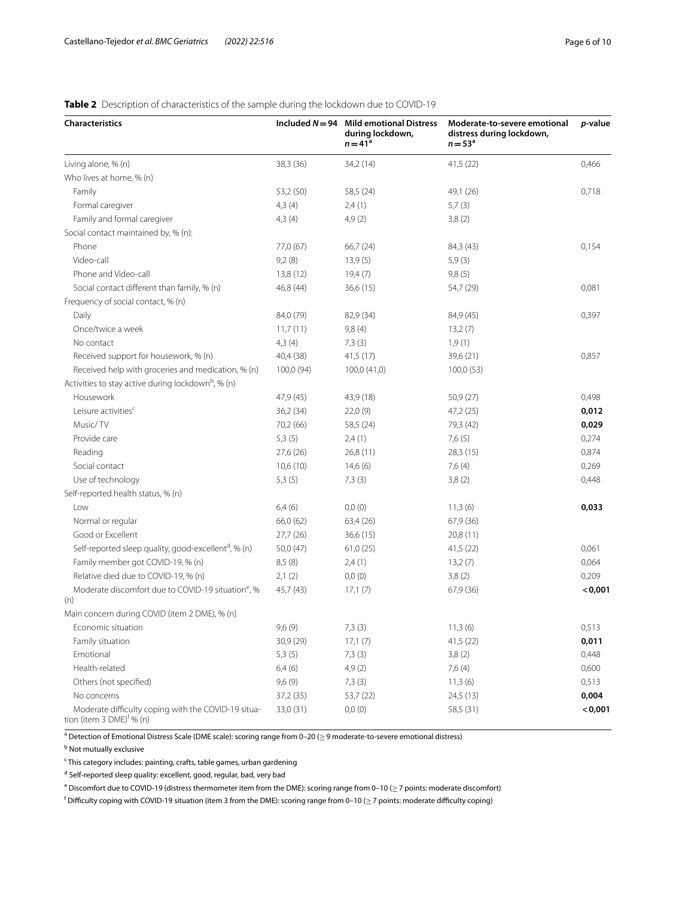**Table 2** Description of characteristics of the sample during the lockdown due to COVID-19

| Characteristics | Included $N = 94$ | Mild emotional Distress during lockdown, $n = 41$[a] | Moderate-to-severe emotional distress during lockdown, $n = 53$[a] | *p*-value |
|---|---|---|---|---|
| Living alone, % (n) | 38,3 (36) | 34,2 (14) | 41,5 (22) | 0,466 |
| Who lives at home, % (n) | | | | |
| Family | 53,2 (50) | 58,5 (24) | 49,1 (26) | 0,718 |
| Formal caregiver | 4,3 (4) | 2,4 (1) | 5,7 (3) | |
| Family and formal caregiver | 4,3 (4) | 4,9 (2) | 3,8 (2) | |
| Social contact maintained by, % (n): | | | | |
| Phone | 77,0 (67) | 66,7 (24) | 84,3 (43) | 0,154 |
| Video-call | 9,2 (8) | 13,9 (5) | 5,9 (3) | |
| Phone and Video-call | 13,8 (12) | 19,4 (7) | 9,8 (5) | |
| Social contact different than family, % (n) | 46,8 (44) | 36,6 (15) | 54,7 (29) | 0,081 |
| Frequency of social contact, % (n) | | | | |
| Daily | 84,0 (79) | 82,9 (34) | 84,9 (45) | 0,397 |
| Once/twice a week | 11,7 (11) | 9,8 (4) | 13,2 (7) | |
| No contact | 4,3 (4) | 7,3 (3) | 1,9 (1) | |
| Received support for housework, % (n) | 40,4 (38) | 41,5 (17) | 39,6 (21) | 0,857 |
| Received help with groceries and medication, % (n) | 100,0 (94) | 100,0 (41,0) | 100,0 (53) | |
| Activities to stay active during lockdown[b], % (n) | | | | |
| Housework | 47,9 (45) | 43,9 (18) | 50,9 (27) | 0,498 |
| Leisure activities[c] | 36,2 (34) | 22,0 (9) | 47,2 (25) | **0,012** |
| Music/ TV | 70,2 (66) | 58,5 (24) | 79,3 (42) | **0,029** |
| Provide care | 5,3 (5) | 2,4 (1) | 7,6 (5) | 0,274 |
| Reading | 27,6 (26) | 26,8 (11) | 28,3 (15) | 0,874 |
| Social contact | 10,6 (10) | 14,6 (6) | 7,6 (4) | 0,269 |
| Use of technology | 5,3 (5) | 7,3 (3) | 3,8 (2) | 0,448 |
| Self-reported health status, % (n) | | | | |
| Low | 6,4 (6) | 0,0 (0) | 11,3 (6) | **0,033** |
| Normal or regular | 66,0 (62) | 63,4 (26) | 67,9 (36) | |
| Good or Excellent | 27,7 (26) | 36,6 (15) | 20,8 (11) | |
| Self-reported sleep quality, good-excellent[d], % (n) | 50,0 (47) | 61,0 (25) | 41,5 (22) | 0,061 |
| Family member got COVID-19, % (n) | 8,5 (8) | 2,4 (1) | 13,2 (7) | 0,064 |
| Relative died due to COVID-19, % (n) | 2,1 (2) | 0,0 (0) | 3,8 (2) | 0,209 |
| Moderate discomfort due to COVID-19 situation[e], % (n) | 45,7 (43) | 17,1 (7) | 67,9 (36) | **<0,001** |
| Main concern during COVID (item 2 DME), % (n) | | | | |
| Economic situation | 9,6 (9) | 7,3 (3) | 11,3 (6) | 0,513 |
| Family situation | 30,9 (29) | 17,1 (7) | 41,5 (22) | **0,011** |
| Emotional | 5,3 (5) | 7,3 (3) | 3,8 (2) | 0,448 |
| Health-related | 6,4 (6) | 4,9 (2) | 7,6 (4) | 0,600 |
| Others (not specified) | 9,6 (9) | 7,3 (3) | 11,3 (6) | 0,513 |
| No concerns | 37,2 (35) | 53,7 (22) | 24,5 (13) | **0,004** |
| Moderate difficulty coping with the COVID-19 situation (item 3 DME)[f] % (n) | 33,0 (31) | 0,0 (0) | 58,5 (31) | **<0,001** |

[a] Detection of Emotional Distress Scale (DME scale): scoring range from 0–20 (≥ 9 moderate-to-severe emotional distress)

[b] Not mutually exclusive

[c] This category includes: painting, crafts, table games, urban gardening

[d] Self-reported sleep quality: excellent, good, regular, bad, very bad

[e] Discomfort due to COVID-19 (distress thermometer item from the DME): scoring range from 0–10 (≥ 7 points: moderate discomfort)

[f] Difficulty coping with COVID-19 situation (item 3 from the DME): scoring range from 0–10 (≥ 7 points: moderate difficulty coping)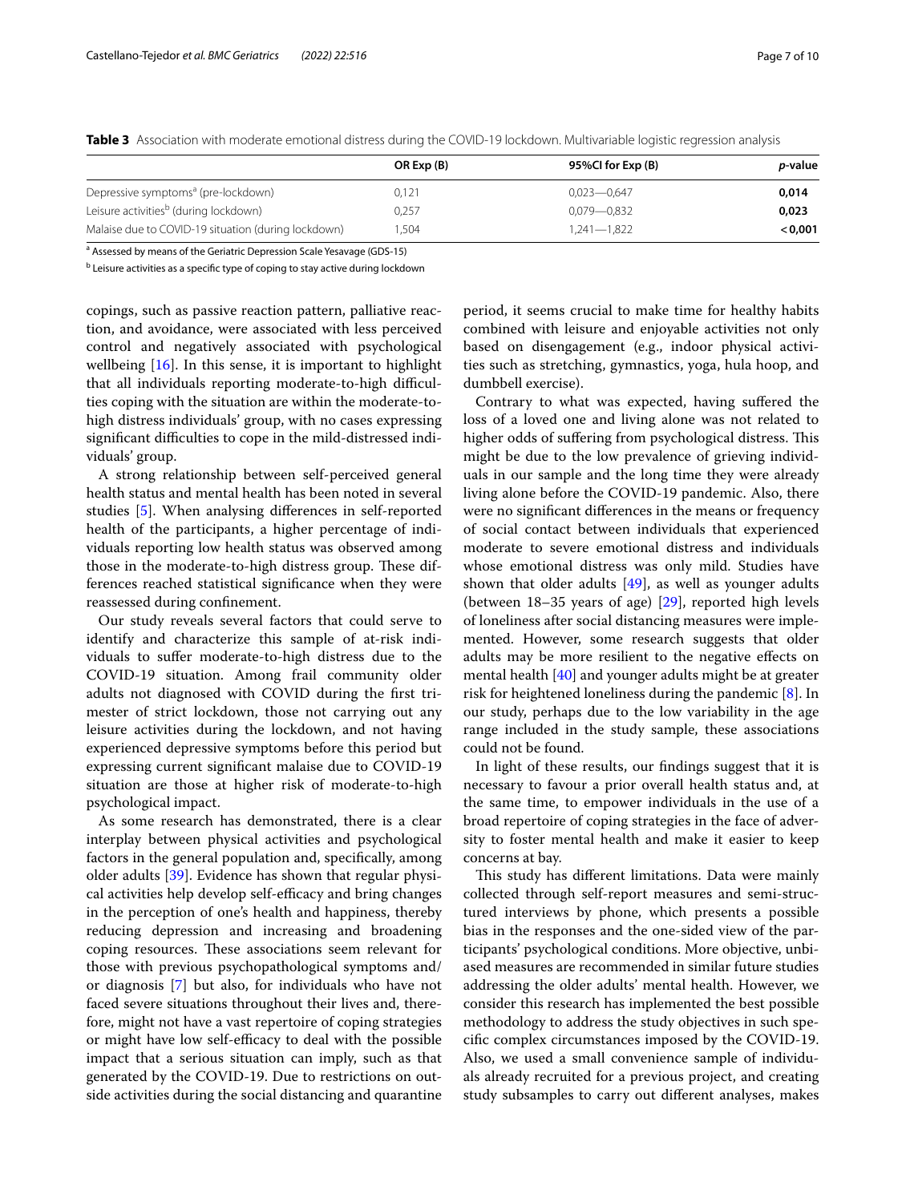**Table 3** Association with moderate emotional distress during the COVID-19 lockdown. Multivariable logistic regression analysis

| | OR Exp (B) | 95%CI for Exp (B) | *p*-value |
|---|---|---|---|
| Depressive symptoms[a] (pre-lockdown) | 0,121 | 0,023—0,647 | **0,014** |
| Leisure activities[b] (during lockdown) | 0,257 | 0,079—0,832 | **0,023** |
| Malaise due to COVID-19 situation (during lockdown) | 1,504 | 1,241—1,822 | **< 0,001** |

[a] Assessed by means of the Geriatric Depression Scale Yesavage (GDS-15)

[b] Leisure activities as a specific type of coping to stay active during lockdown

copings, such as passive reaction pattern, palliative reaction, and avoidance, were associated with less perceived control and negatively associated with psychological wellbeing [16]. In this sense, it is important to highlight that all individuals reporting moderate-to-high difficulties coping with the situation are within the moderate-to-high distress individuals' group, with no cases expressing significant difficulties to cope in the mild-distressed individuals' group.

A strong relationship between self-perceived general health status and mental health has been noted in several studies [5]. When analysing differences in self-reported health of the participants, a higher percentage of individuals reporting low health status was observed among those in the moderate-to-high distress group. These differences reached statistical significance when they were reassessed during confinement.

Our study reveals several factors that could serve to identify and characterize this sample of at-risk individuals to suffer moderate-to-high distress due to the COVID-19 situation. Among frail community older adults not diagnosed with COVID during the first trimester of strict lockdown, those not carrying out any leisure activities during the lockdown, and not having experienced depressive symptoms before this period but expressing current significant malaise due to COVID-19 situation are those at higher risk of moderate-to-high psychological impact.

As some research has demonstrated, there is a clear interplay between physical activities and psychological factors in the general population and, specifically, among older adults [39]. Evidence has shown that regular physical activities help develop self-efficacy and bring changes in the perception of one's health and happiness, thereby reducing depression and increasing and broadening coping resources. These associations seem relevant for those with previous psychopathological symptoms and/or diagnosis [7] but also, for individuals who have not faced severe situations throughout their lives and, therefore, might not have a vast repertoire of coping strategies or might have low self-efficacy to deal with the possible impact that a serious situation can imply, such as that generated by the COVID-19. Due to restrictions on outside activities during the social distancing and quarantine period, it seems crucial to make time for healthy habits combined with leisure and enjoyable activities not only based on disengagement (e.g., indoor physical activities such as stretching, gymnastics, yoga, hula hoop, and dumbbell exercise).

Contrary to what was expected, having suffered the loss of a loved one and living alone was not related to higher odds of suffering from psychological distress. This might be due to the low prevalence of grieving individuals in our sample and the long time they were already living alone before the COVID-19 pandemic. Also, there were no significant differences in the means or frequency of social contact between individuals that experienced moderate to severe emotional distress and individuals whose emotional distress was only mild. Studies have shown that older adults [49], as well as younger adults (between 18–35 years of age) [29], reported high levels of loneliness after social distancing measures were implemented. However, some research suggests that older adults may be more resilient to the negative effects on mental health [40] and younger adults might be at greater risk for heightened loneliness during the pandemic [8]. In our study, perhaps due to the low variability in the age range included in the study sample, these associations could not be found.

In light of these results, our findings suggest that it is necessary to favour a prior overall health status and, at the same time, to empower individuals in the use of a broad repertoire of coping strategies in the face of adversity to foster mental health and make it easier to keep concerns at bay.

This study has different limitations. Data were mainly collected through self-report measures and semi-structured interviews by phone, which presents a possible bias in the responses and the one-sided view of the participants' psychological conditions. More objective, unbiased measures are recommended in similar future studies addressing the older adults' mental health. However, we consider this research has implemented the best possible methodology to address the study objectives in such specific complex circumstances imposed by the COVID-19. Also, we used a small convenience sample of individuals already recruited for a previous project, and creating study subsamples to carry out different analyses, makes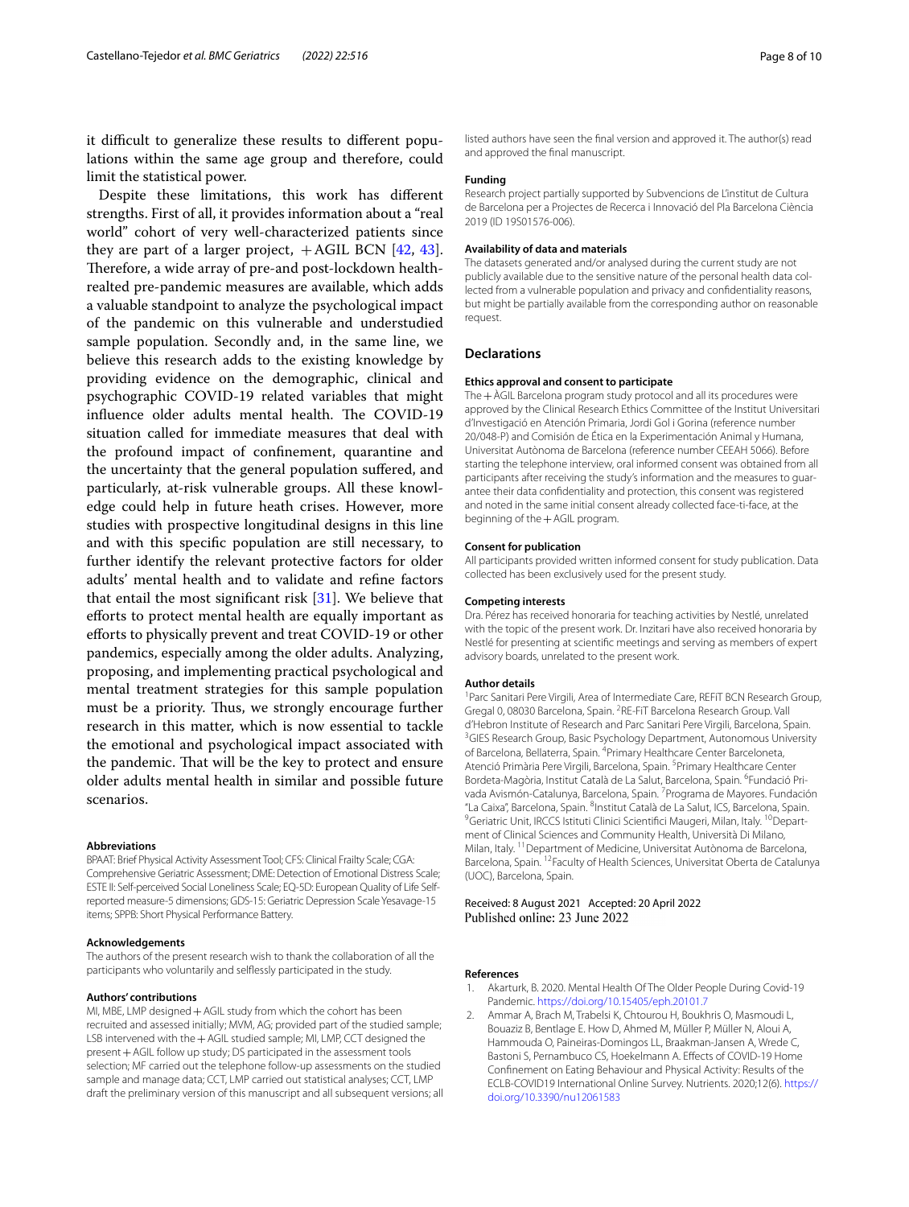it difficult to generalize these results to different populations within the same age group and therefore, could limit the statistical power.

Despite these limitations, this work has different strengths. First of all, it provides information about a "real world" cohort of very well-characterized patients since they are part of a larger project, +AGIL BCN [42, 43]. Therefore, a wide array of pre-and post-lockdown health-realted pre-pandemic measures are available, which adds a valuable standpoint to analyze the psychological impact of the pandemic on this vulnerable and understudied sample population. Secondly and, in the same line, we believe this research adds to the existing knowledge by providing evidence on the demographic, clinical and psychographic COVID-19 related variables that might influence older adults mental health. The COVID-19 situation called for immediate measures that deal with the profound impact of confinement, quarantine and the uncertainty that the general population suffered, and particularly, at-risk vulnerable groups. All these knowledge could help in future heath crises. However, more studies with prospective longitudinal designs in this line and with this specific population are still necessary, to further identify the relevant protective factors for older adults' mental health and to validate and refine factors that entail the most significant risk [31]. We believe that efforts to protect mental health are equally important as efforts to physically prevent and treat COVID-19 or other pandemics, especially among the older adults. Analyzing, proposing, and implementing practical psychological and mental treatment strategies for this sample population must be a priority. Thus, we strongly encourage further research in this matter, which is now essential to tackle the emotional and psychological impact associated with the pandemic. That will be the key to protect and ensure older adults mental health in similar and possible future scenarios.

#### Abbreviations

BPAAT: Brief Physical Activity Assessment Tool; CFS: Clinical Frailty Scale; CGA: Comprehensive Geriatric Assessment; DME: Detection of Emotional Distress Scale; ESTE II: Self-perceived Social Loneliness Scale; EQ-5D: European Quality of Life Self-reported measure-5 dimensions; GDS-15: Geriatric Depression Scale Yesavage-15 items; SPPB: Short Physical Performance Battery.

#### Acknowledgements

The authors of the present research wish to thank the collaboration of all the participants who voluntarily and selflessly participated in the study.

#### Authors' contributions

MI, MBE, LMP designed +AGIL study from which the cohort has been recruited and assessed initially; MVM, AG; provided part of the studied sample; LSB intervened with the +AGIL studied sample; MI, LMP, CCT designed the present +AGIL follow up study; DS participated in the assessment tools selection; MF carried out the telephone follow-up assessments on the studied sample and manage data; CCT, LMP carried out statistical analyses; CCT, LMP draft the preliminary version of this manuscript and all subsequent versions; all listed authors have seen the final version and approved it. The author(s) read and approved the final manuscript.

#### Funding

Research project partially supported by Subvencions de L'institut de Cultura de Barcelona per a Projectes de Recerca i Innovació del Pla Barcelona Ciència 2019 (ID 19S01576-006).

#### Availability of data and materials

The datasets generated and/or analysed during the current study are not publicly available due to the sensitive nature of the personal health data collected from a vulnerable population and privacy and confidentiality reasons, but might be partially available from the corresponding author on reasonable request.

## Declarations

#### Ethics approval and consent to participate

The +ÀGIL Barcelona program study protocol and all its procedures were approved by the Clinical Research Ethics Committee of the Institut Universitari d'Investigació en Atención Primaria, Jordi Gol i Gorina (reference number 20/048-P) and Comisión de Ética en la Experimentación Animal y Humana, Universitat Autònoma de Barcelona (reference number CEEAH 5066). Before starting the telephone interview, oral informed consent was obtained from all participants after receiving the study's information and the measures to guarantee their data confidentiality and protection, this consent was registered and noted in the same initial consent already collected face-to-face, at the beginning of the +AGIL program.

#### Consent for publication

All participants provided written informed consent for study publication. Data collected has been exclusively used for the present study.

#### Competing interests

Dra. Pérez has received honoraria for teaching activities by Nestlé, unrelated with the topic of the present work. Dr. Inzitari have also received honoraria by Nestlé for presenting at scientific meetings and serving as members of expert advisory boards, unrelated to the present work.

#### Author details

[1]Parc Sanitari Pere Virgili, Area of Intermediate Care, REFiT BCN Research Group, Gregal 0, 08030 Barcelona, Spain. [2]RE-FiT Barcelona Research Group. Vall d'Hebron Institute of Research and Parc Sanitari Pere Virgili, Barcelona, Spain. [3]GIES Research Group, Basic Psychology Department, Autonomous University of Barcelona, Bellaterra, Spain. [4]Primary Healthcare Center Barceloneta, Atenció Primària Pere Virgili, Barcelona, Spain. [5]Primary Healthcare Center Bordeta-Magòria, Institut Català de La Salut, Barcelona, Spain. [6]Fundació Privada Avismón-Catalunya, Barcelona, Spain. [7]Programa de Mayores. Fundación "La Caixa", Barcelona, Spain. [8]Institut Català de La Salut, ICS, Barcelona, Spain. [9]Geriatric Unit, IRCCS Istituti Clinici Scientifici Maugeri, Milan, Italy. [10]Department of Clinical Sciences and Community Health, Università Di Milano, Milan, Italy. [11]Department of Medicine, Universitat Autònoma de Barcelona, Barcelona, Spain. [12]Faculty of Health Sciences, Universitat Oberta de Catalunya (UOC), Barcelona, Spain.

Received: 8 August 2021   Accepted: 20 April 2022
Published online: 23 June 2022

#### References

1. Akarturk, B. 2020. Mental Health Of The Older People During Covid-19 Pandemic. https://doi.org/10.15405/eph.20101.7
2. Ammar A, Brach M, Trabelsi K, Chtourou H, Boukhris O, Masmoudi L, Bouaziz B, Bentlage E. How D, Ahmed M, Müller P, Müller N, Aloui A, Hammouda O, Paineiras-Domingos LL, Braakman-Jansen A, Wrede C, Bastoni S, Pernambuco CS, Hoekelmann A. Effects of COVID-19 Home Confinement on Eating Behaviour and Physical Activity: Results of the ECLB-COVID19 International Online Survey. Nutrients. 2020;12(6). https://doi.org/10.3390/nu12061583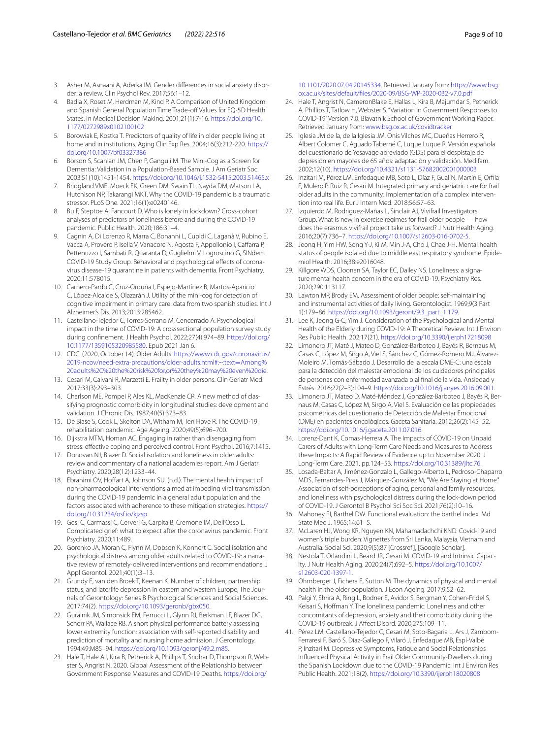3. Asher M, Asnaani A, Aderka IM. Gender differences in social anxiety disorder: a review. Clin Psychol Rev. 2017;56:1–12.
4. Badia X, Roset M, Herdman M, Kind P. A Comparison of United Kingdom and Spanish General Population Time Trade-off Values for EQ-5D Health States. In Medical Decision Making. 2001;21(1):7-16. https://doi.org/10.1177/0272989x0102100102
5. Borowiak E, Kostka T. Predictors of quality of life in older people living at home and in institutions. Aging Clin Exp Res. 2004;16(3):212-220. https://doi.org/10.1007/bf03327386
6. Borson S, Scanlan JM, Chen P, Ganguli M. The Mini-Cog as a Screen for Dementia: Validation in a Population-Based Sample. J Am Geriatr Soc. 2003;51(10):1451-1454. https://doi.org/10.1046/j.1532-5415.2003.51465.x
7. Bridgland VME, Moeck EK, Green DM, Swain TL, Nayda DM, Matson LA, Hutchison NP, Takarangi MKT. Why the COVID-19 pandemic is a traumatic stressor. PLoS One. 2021;16(1):e0240146.
8. Bu F, Steptoe A, Fancourt D. Who is lonely in lockdown? Cross-cohort analyses of predictors of loneliness before and during the COVID-19 pandemic. Public Health. 2020;186:31–4.
9. Cagnin A, Di Lorenzo R, Marra C, Bonanni L, Cupidi C, Laganà V, Rubino E, Vacca A, Provero P, Isella V, Vanacore N, Agosta F, Appollonio I, Caffarra P, Pettenuzzo I, Sambati R, Quaranta D, Guglielmi V, Logroscino G, SINdem COVID-19 Study Group. Behavioral and psychological effects of coronavirus disease-19 quarantine in patients with dementia. Front Psychiatry. 2020;11:578015.
10. Carnero-Pardo C, Cruz-Orduña I, Espejo-Martínez B, Martos-Aparicio C, López-Alcalde S, Olazarán J. Utility of the mini-cog for detection of cognitive impairment in primary care: data from two spanish studies. Int J Alzheimer's Dis. 2013;2013:285462.
11. Castellano-Tejedor C, Torres-Serrano M, Cencerrado A. Psychological impact in the time of COVID-19: A crosssectional population survey study during confinement. J Health Psychol. 2022;27(4):974–89. https://doi.org/10.1177/1359105320985580. Epub 2021 Jan 6.
12. CDC. (2020, October 14). Older Adults. https://www.cdc.gov/coronavirus/2019-ncov/need-extra-precautions/older-adults.html#:~:text=Among%20adults%2C%20the%20risk%20for,or%20they%20may%20even%20die.
13. Cesari M, Calvani R, Marzetti E. Frailty in older persons. Clin Geriatr Med. 2017;33(3):293–303.
14. Charlson ME, Pompei P, Ales KL, MacKenzie CR. A new method of classifying prognostic comorbidity in longitudinal studies: development and validation. J Chronic Dis. 1987;40(5):373–83.
15. De Biase S, Cook L, Skelton DA, Witham M, Ten Hove R. The COVID-19 rehabilitation pandemic. Age Ageing. 2020;49(5):696–700.
16. Dijkstra MTM, Homan AC. Engaging in rather than disengaging from stress: effective coping and perceived control. Front Psychol. 2016;7:1415.
17. Donovan NJ, Blazer D. Social isolation and loneliness in older adults: review and commentary of a national academies report. Am J Geriatr Psychiatry. 2020;28(12):1233–44.
18. Ebrahimi OV, Hoffart A, Johnson SU. (n.d.). The mental health impact of non-pharmacological interventions aimed at impeding viral transmission during the COVID-19 pandemic in a general adult population and the factors associated with adherence to these mitigation strategies. https://doi.org/10.31234/osf.io/kjzsp
19. Gesi C, Carmassi C, Cerveri G, Carpita B, Cremone IM, Dell'Osso L. Complicated grief: what to expect after the coronavirus pandemic. Front Psychiatry. 2020;11:489.
20. Gorenko JA, Moran C, Flynn M, Dobson K, Konnert C. Social isolation and psychological distress among older adults related to COVID-19: a narrative review of remotely-delivered interventions and recommendations. J Appl Gerontol. 2021;40(1):3–13.
21. Grundy E, van den Broek T, Keenan K. Number of children, partnership status, and laterlife depression in eastern and western Europe, The Journals of Gerontology: Series B Psychological Sciences and Social Sciences. 2017;74(2). https://doi.org/10.1093/geronb/gbx050.
22. Guralnik JM, Simonsick EM, Ferrucci L, Glynn RJ, Berkman LF, Blazer DG, Scherr PA, Wallace RB. A short physical performance battery assessing lower extremity function: association with self-reported disability and prediction of mortality and nursing home admission. J Gerontology. 1994;49:M85–94. https://doi.org/10.1093/geronj/49.2.m85.
23. Hale T, Hale AJ, Kira B, Petherick A, Phillips T, Sridhar D, Thompson R, Webster S, Angrist N. 2020. Global Assessment of the Relationship between Government Response Measures and COVID-19 Deaths. https://doi.org/10.1101/2020.07.04.20145334. Retrieved January from: https://www.bsg.ox.ac.uk/sites/default/files/2020-09/BSG-WP-2020-032-v7.0.pdf
24. Hale T, Angrist N, CameronBlake E, Hallas L, Kira B, Majumdar S, Petherick A, Phillips T, Tatlow H, Webster S. "Variation in Government Responses to COVID-19" Version 7.0. Blavatnik School of Government Working Paper. Retrieved January from: www.bsg.ox.ac.uk/covidtracker
25. Iglesia JM de la, de la Iglesia JM, Onís Vilches MC, Dueñas Herrero R, Albert Colomer C, Aguado Taberné C, Luque Luque R. Versión española del cuestionario de Yesavage abreviado (GDS) para el despistaje de depresión en mayores de 65 años: adaptación y validación. Medifam. 2002;12(10). https://doi.org/10.4321/s1131-57682002001000003
26. Inzitari M, Pérez LM, Enfedaque MB, Soto L, Díaz F, Gual N, Martín E, Orfila F, Mulero P, Ruiz R, Cesari M. Integrated primary and geriatric care for frail older adults in the community: implementation of a complex intervention into real life. Eur J Intern Med. 2018;56:57–63.
27. Izquierdo M, Rodriguez-Mañas L, Sinclair AJ, Vivifrail Investigators Group. What is new in exercise regimes for frail older people — how does the erasmus vivifrail project take us forward? J Nutr Health Aging. 2016;20(7):736–7. https://doi.org/10.1007/s12603-016-0702-5.
28. Jeong H, Yim HW, Song Y-J, Ki M, Min J-A, Cho J, Chae J-H. Mental health status of people isolated due to middle east respiratory syndrome. Epidemiol Health. 2016;38:e2016048.
29. Killgore WDS, Cloonan SA, Taylor EC, Dailey NS. Loneliness: a signature mental health concern in the era of COVID-19. Psychiatry Res. 2020;290:113117.
30. Lawton MP, Brody EM. Assessment of older people: self-maintaining and instrumental activities of daily living. Gerontologist. 1969;9(3 Part 1):179–86. https://doi.org/10.1093/geront/9.3_part_1.179.
31. Lee K, Jeong G-C, Yim J. Consideration of the Psychological and Mental Health of the Elderly during COVID-19: A Theoretical Review. Int J Environ Res Public Health. 202;17(21). https://doi.org/10.3390/ijerph17218098
32. Limonero JT, Maté J, Mateo D, González-Barboteo J, Bayés R, Bernaus M, Casas C, López M, Sirgo A, Viel S, Sánchez C, Gómez-Romero MJ, Álvarez-Moleiro M, Tomás-Sábado J. Desarrollo de la escala DME-C: una escala para la detección del malestar emocional de los cuidadores principales de personas con enfermedad avanzada o al final de la vida. Ansiedad y Estrés. 2016;22(2–3):104–9. https://doi.org/10.1016/j.anyes.2016.09.001.
33. Limonero JT, Mateo D, Maté-Méndez J, González-Barboteo J, Bayés R, Bernaus M, Casas C, López M, Sirgo A, Viel S. Evaluación de las propiedades psicométricas del cuestionario de Detección de Malestar Emocional (DME) en pacientes oncológicos. Gaceta Sanitaria. 2012;26(2):145–52. https://doi.org/10.1016/j.gaceta.2011.07.016.
34. Lorenz-Dant K, Comas-Herrera A. The Impacts of COVID-19 on Unpaid Carers of Adults with Long-Term Care Needs and Measures to Address these Impacts: A Rapid Review of Evidence up to November 2020. J Long-Term Care. 2021. pp.124–53. https://doi.org/10.31389/jltc.76.
35. Losada-Baltar A, Jiménez-Gonzalo L, Gallego-Alberto L, Pedroso-Chaparro MDS, Fernandes-Pires J, Márquez-González M, "We Are Staying at Home." Association of self-perceptions of aging, personal and family resources, and loneliness with psychological distress during the lock-down period of COVID-19. J Gerontol B Psychol Sci Soc Sci. 2021;76(2):10–16.
36. Mahoney FI, Barthel DW. Functional evaluation: the barthel index. Md State Med J. 1965;14:61–5.
37. McLaren HJ, Wong KR, Nguyen KN, Mahamadachchi KND. Covid-19 and women's triple burden: Vignettes from Sri Lanka, Malaysia, Vietnam and Australia. Social Sci. 2020;9(5):87 [Crossref], [Google Scholar].
38. Nestola T, Orlandini L, Beard JR, Cesari M. COVID-19 and Intrinsic Capacity. J Nutr Health Aging. 2020;24(7):692–5. https://doi.org/10.1007/s12603-020-1397-1.
39. Ohrnberger J, Fichera E, Sutton M. The dynamics of physical and mental health in the older population. J Econ Ageing. 2017;9:52–62.
40. Palgi Y, Shrira A, Ring L, Bodner E, Avidor S, Bergman Y, Cohen-Fridel S, Keisari S, Hoffman Y. The loneliness pandemic: Loneliness and other concomitants of depression, anxiety and their comorbidity during the COVID-19 outbreak. J Affect Disord. 2020;275:109–11.
41. Pérez LM, Castellano-Tejedor C, Cesari M, Soto-Bagaria L, Ars J, Zambom-Ferraresi F, Baró S, Díaz-Gallego F, Vilaró J, Enfedaque MB, Espí-Valbé P, Inzitari M. Depressive Symptoms, Fatigue and Social Relationships Influenced Physical Activity in Frail Older Community-Dwellers during the Spanish Lockdown due to the COVID-19 Pandemic. Int J Environ Res Public Health. 2021;18(2). https://doi.org/10.3390/ijerph18020808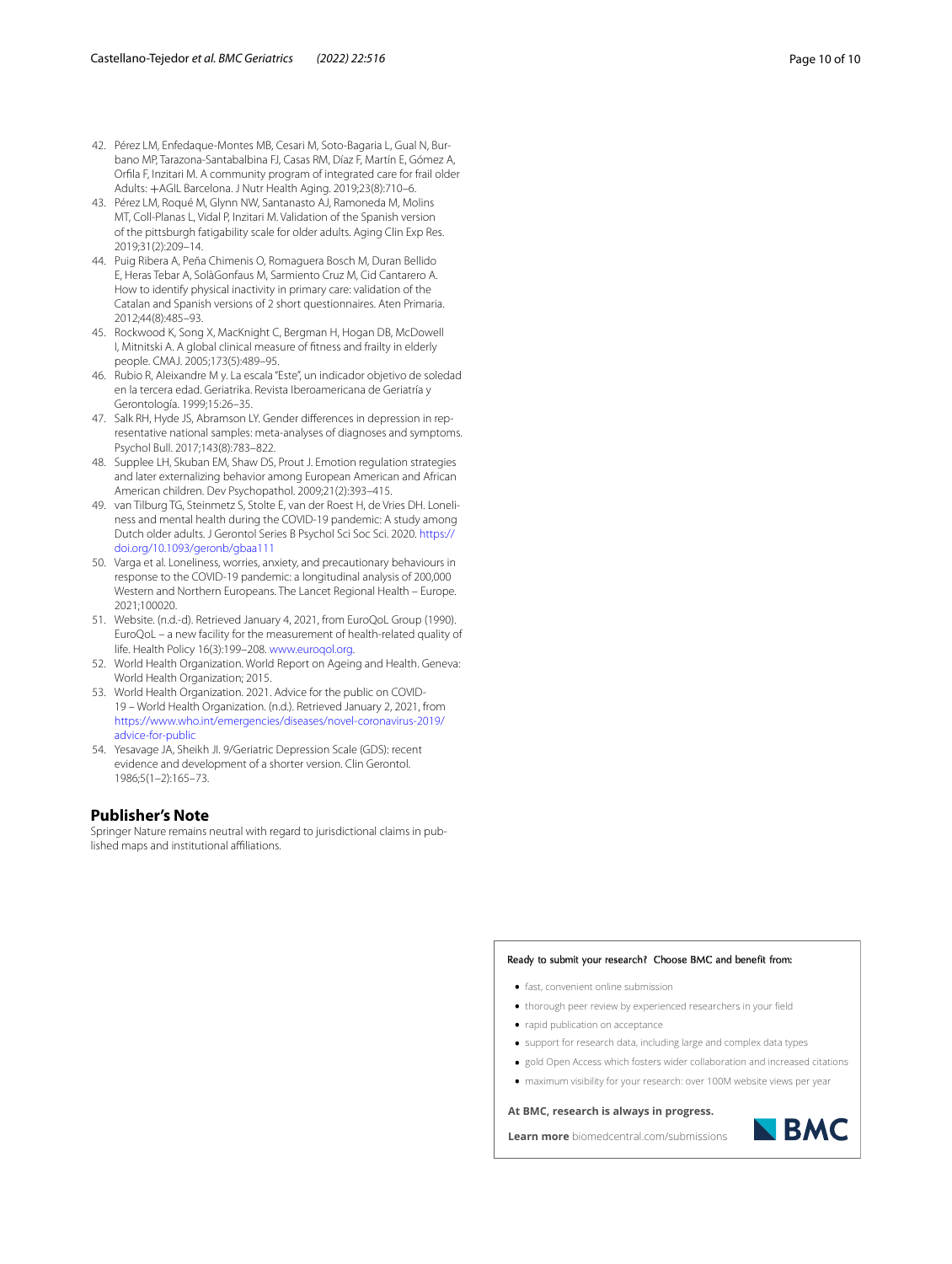42. Pérez LM, Enfedaque-Montes MB, Cesari M, Soto-Bagaria L, Gual N, Burbano MP, Tarazona-Santabalbina FJ, Casas RM, Díaz F, Martín E, Gómez A, Orfila F, Inzitari M. A community program of integrated care for frail older Adults: +AGIL Barcelona. J Nutr Health Aging. 2019;23(8):710–6.
43. Pérez LM, Roqué M, Glynn NW, Santanasto AJ, Ramoneda M, Molins MT, Coll-Planas L, Vidal P, Inzitari M. Validation of the Spanish version of the pittsburgh fatigability scale for older adults. Aging Clin Exp Res. 2019;31(2):209–14.
44. Puig Ribera A, Peña Chimenis O, Romaguera Bosch M, Duran Bellido E, Heras Tebar A, SolàGonfaus M, Sarmiento Cruz M, Cid Cantarero A. How to identify physical inactivity in primary care: validation of the Catalan and Spanish versions of 2 short questionnaires. Aten Primaria. 2012;44(8):485–93.
45. Rockwood K, Song X, MacKnight C, Bergman H, Hogan DB, McDowell I, Mitnitski A. A global clinical measure of fitness and frailty in elderly people. CMAJ. 2005;173(5):489–95.
46. Rubio R, Aleixandre M y. La escala "Este", un indicador objetivo de soledad en la tercera edad. Geriatrika. Revista Iberoamericana de Geriatría y Gerontología. 1999;15:26–35.
47. Salk RH, Hyde JS, Abramson LY. Gender differences in depression in representative national samples: meta-analyses of diagnoses and symptoms. Psychol Bull. 2017;143(8):783–822.
48. Supplee LH, Skuban EM, Shaw DS, Prout J. Emotion regulation strategies and later externalizing behavior among European American and African American children. Dev Psychopathol. 2009;21(2):393–415.
49. van Tilburg TG, Steinmetz S, Stolte E, van der Roest H, de Vries DH. Loneliness and mental health during the COVID-19 pandemic: A study among Dutch older adults. J Gerontol Series B Psychol Sci Soc Sci. 2020. https://doi.org/10.1093/geronb/gbaa111
50. Varga et al. Loneliness, worries, anxiety, and precautionary behaviours in response to the COVID-19 pandemic: a longitudinal analysis of 200,000 Western and Northern Europeans. The Lancet Regional Health – Europe. 2021;100020.
51. Website. (n.d.-d). Retrieved January 4, 2021, from EuroQoL Group (1990). EuroQoL – a new facility for the measurement of health-related quality of life. Health Policy 16(3):199–208. www.euroqol.org.
52. World Health Organization. World Report on Ageing and Health. Geneva: World Health Organization; 2015.
53. World Health Organization. 2021. Advice for the public on COVID-19 – World Health Organization. (n.d.). Retrieved January 2, 2021, from https://www.who.int/emergencies/diseases/novel-coronavirus-2019/advice-for-public
54. Yesavage JA, Sheikh JI. 9/Geriatric Depression Scale (GDS): recent evidence and development of a shorter version. Clin Gerontol. 1986;5(1–2):165–73.

## Publisher's Note

Springer Nature remains neutral with regard to jurisdictional claims in published maps and institutional affiliations.